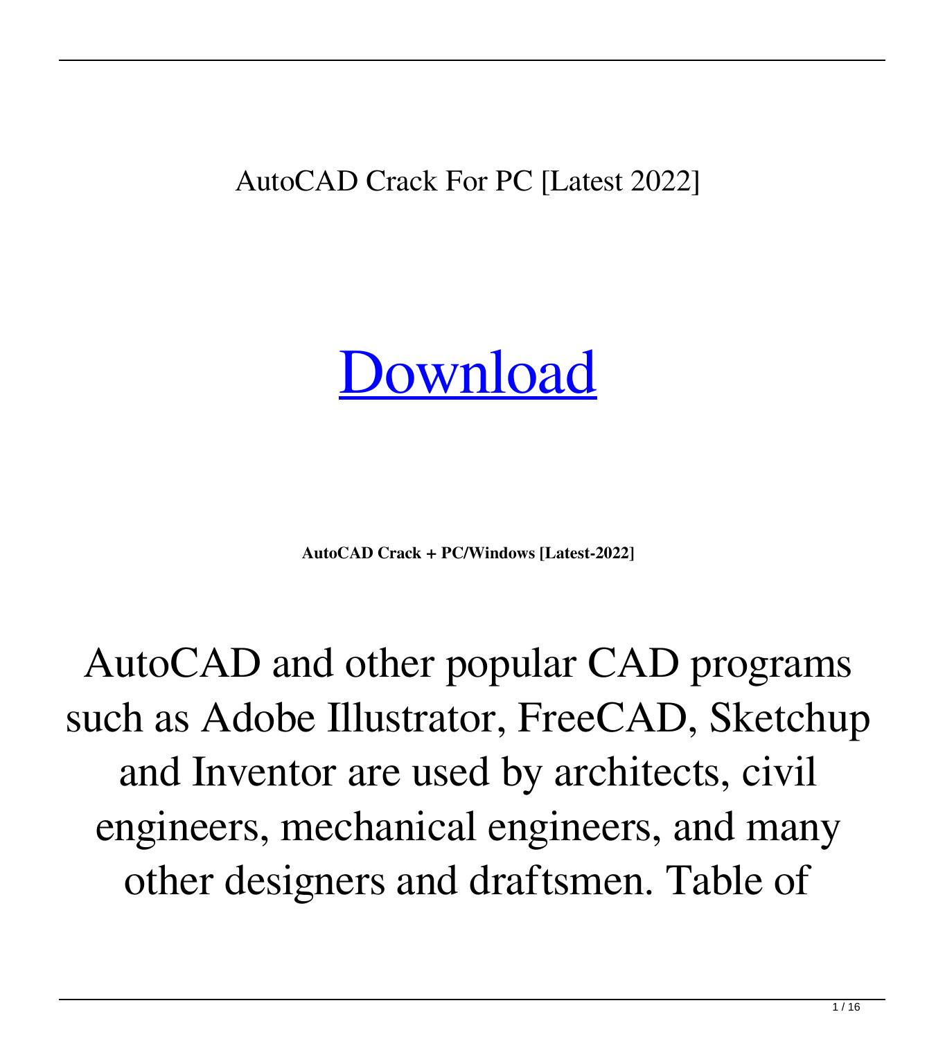AutoCAD Crack For PC [Latest 2022]

# [Download]

**AutoCAD Crack + PC/Windows [Latest-2022]**

AutoCAD and other popular CAD programs such as Adobe Illustrator, FreeCAD, Sketchup and Inventor are used by architects, civil engineers, mechanical engineers, and many other designers and draftsmen. Table of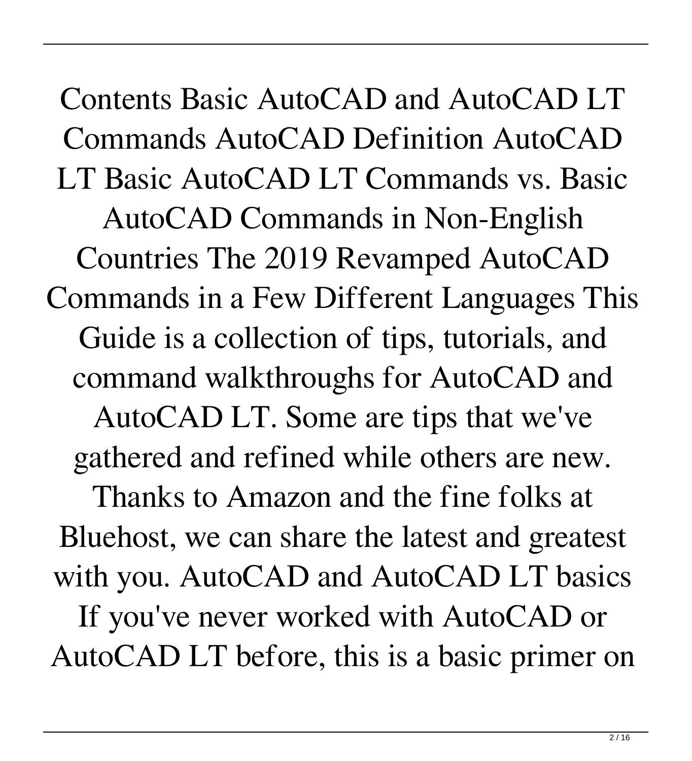Contents Basic AutoCAD and AutoCAD LT Commands AutoCAD Definition AutoCAD LT Basic AutoCAD LT Commands vs. Basic AutoCAD Commands in Non-English Countries The 2019 Revamped AutoCAD Commands in a Few Different Languages This Guide is a collection of tips, tutorials, and command walkthroughs for AutoCAD and AutoCAD LT. Some are tips that we've gathered and refined while others are new. Thanks to Amazon and the fine folks at Bluehost, we can share the latest and greatest with you. AutoCAD and AutoCAD LT basics If you've never worked with AutoCAD or AutoCAD LT before, this is a basic primer on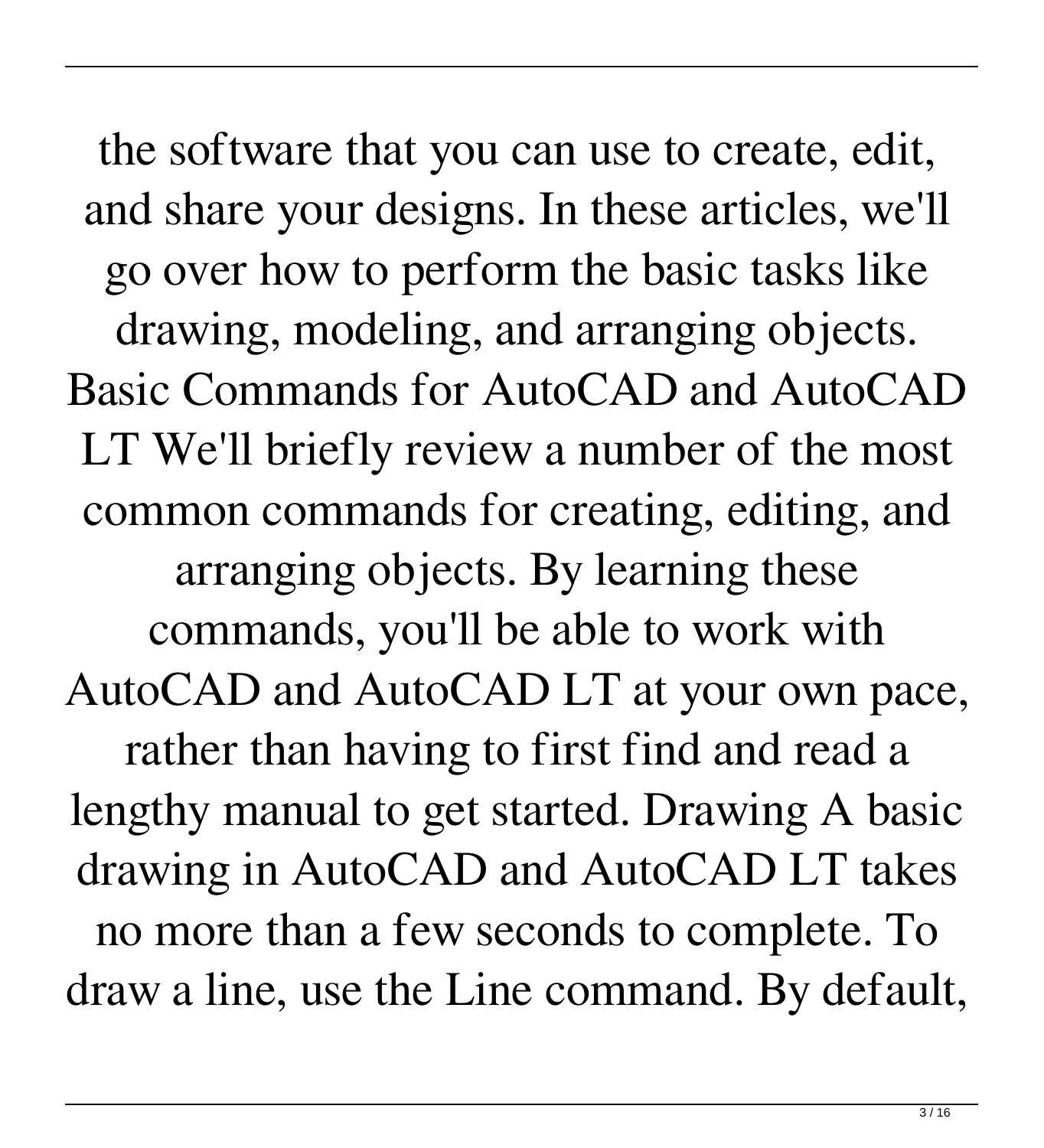the software that you can use to create, edit, and share your designs. In these articles, we'll go over how to perform the basic tasks like drawing, modeling, and arranging objects. Basic Commands for AutoCAD and AutoCAD LT We'll briefly review a number of the most common commands for creating, editing, and arranging objects. By learning these commands, you'll be able to work with AutoCAD and AutoCAD LT at your own pace, rather than having to first find and read a lengthy manual to get started. Drawing A basic drawing in AutoCAD and AutoCAD LT takes no more than a few seconds to complete. To draw a line, use the Line command. By default,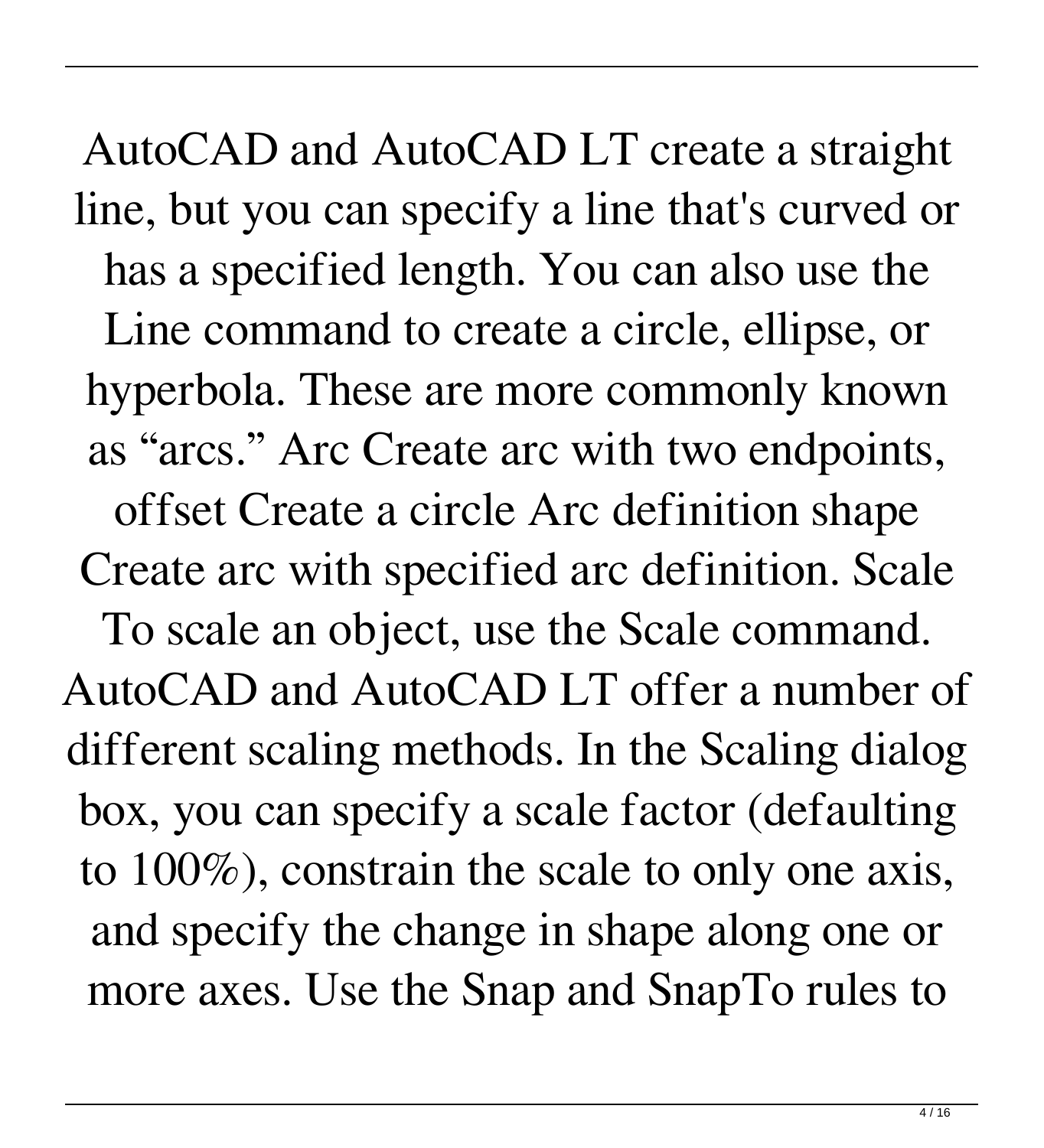AutoCAD and AutoCAD LT create a straight line, but you can specify a line that's curved or has a specified length. You can also use the Line command to create a circle, ellipse, or hyperbola. These are more commonly known as "arcs." Arc Create arc with two endpoints, offset Create a circle Arc definition shape Create arc with specified arc definition. Scale To scale an object, use the Scale command. AutoCAD and AutoCAD LT offer a number of different scaling methods. In the Scaling dialog box, you can specify a scale factor (defaulting to 100%), constrain the scale to only one axis, and specify the change in shape along one or more axes. Use the Snap and SnapTo rules to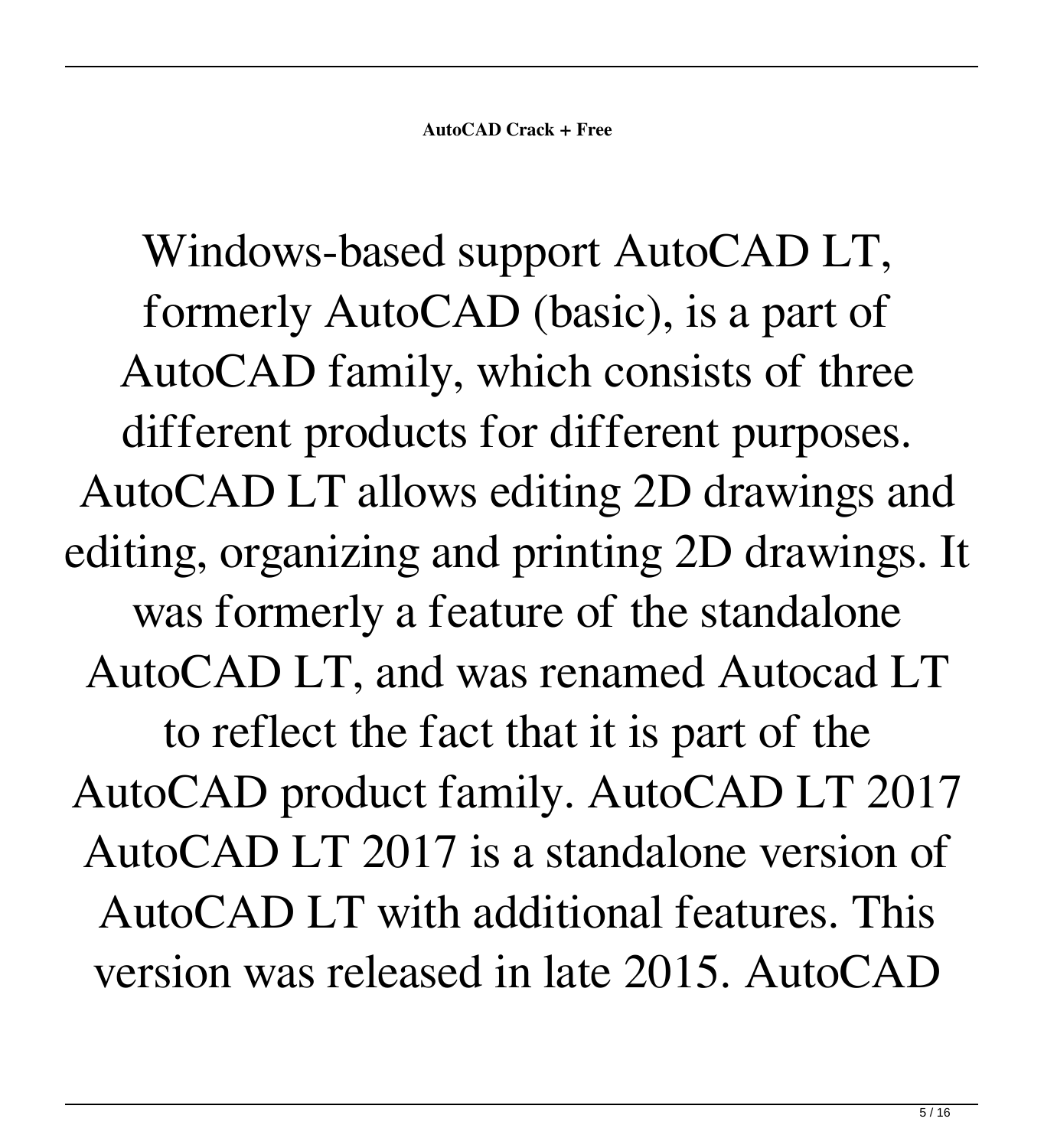**AutoCAD Crack + Free**

Windows-based support AutoCAD LT, formerly AutoCAD (basic), is a part of AutoCAD family, which consists of three different products for different purposes. AutoCAD LT allows editing 2D drawings and editing, organizing and printing 2D drawings. It was formerly a feature of the standalone AutoCAD LT, and was renamed Autocad LT to reflect the fact that it is part of the AutoCAD product family. AutoCAD LT 2017 AutoCAD LT 2017 is a standalone version of AutoCAD LT with additional features. This version was released in late 2015. AutoCAD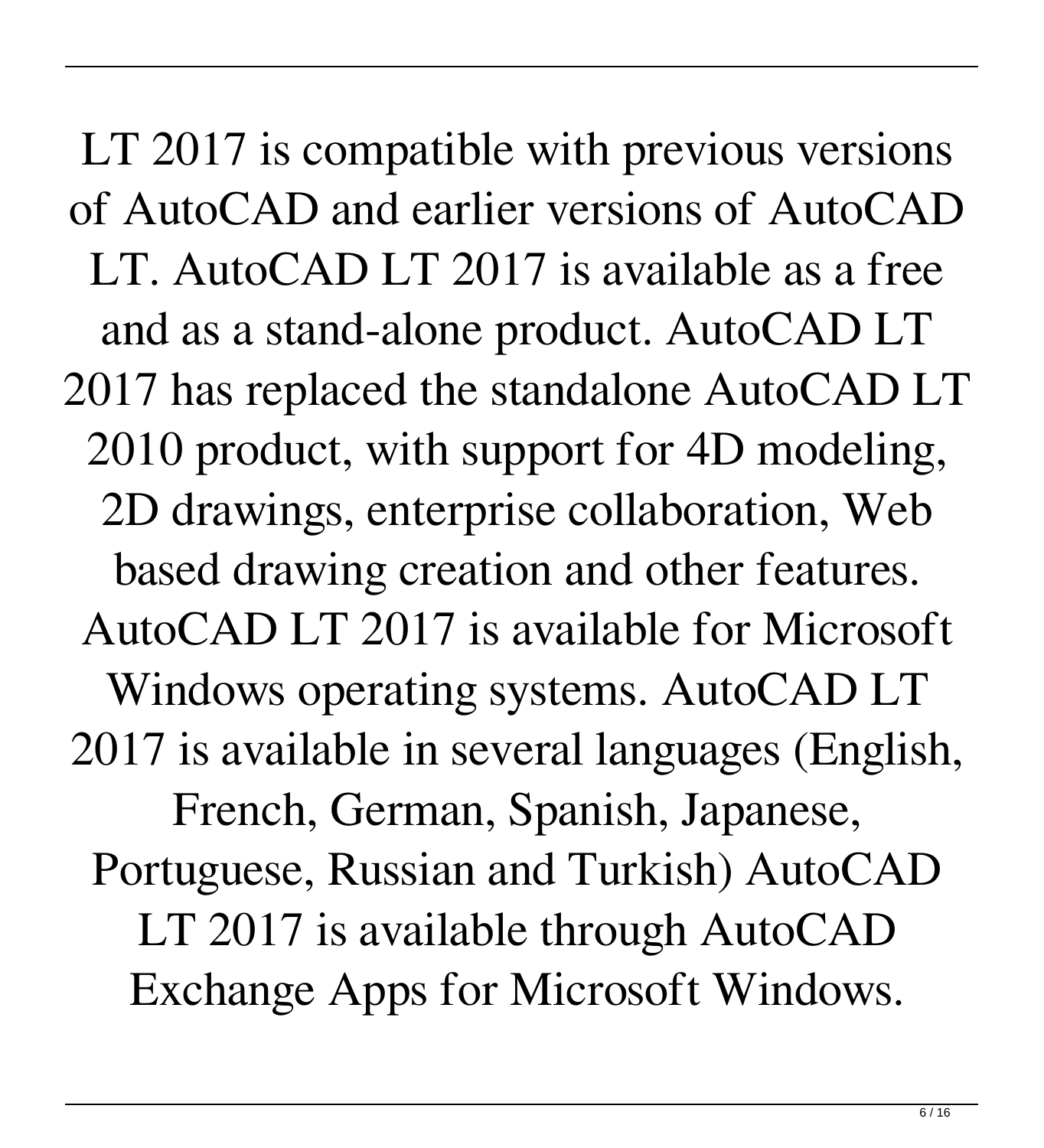LT 2017 is compatible with previous versions of AutoCAD and earlier versions of AutoCAD LT. AutoCAD LT 2017 is available as a free and as a stand-alone product. AutoCAD LT 2017 has replaced the standalone AutoCAD LT 2010 product, with support for 4D modeling, 2D drawings, enterprise collaboration, Web based drawing creation and other features. AutoCAD LT 2017 is available for Microsoft Windows operating systems. AutoCAD LT 2017 is available in several languages (English, French, German, Spanish, Japanese, Portuguese, Russian and Turkish) AutoCAD LT 2017 is available through AutoCAD Exchange Apps for Microsoft Windows.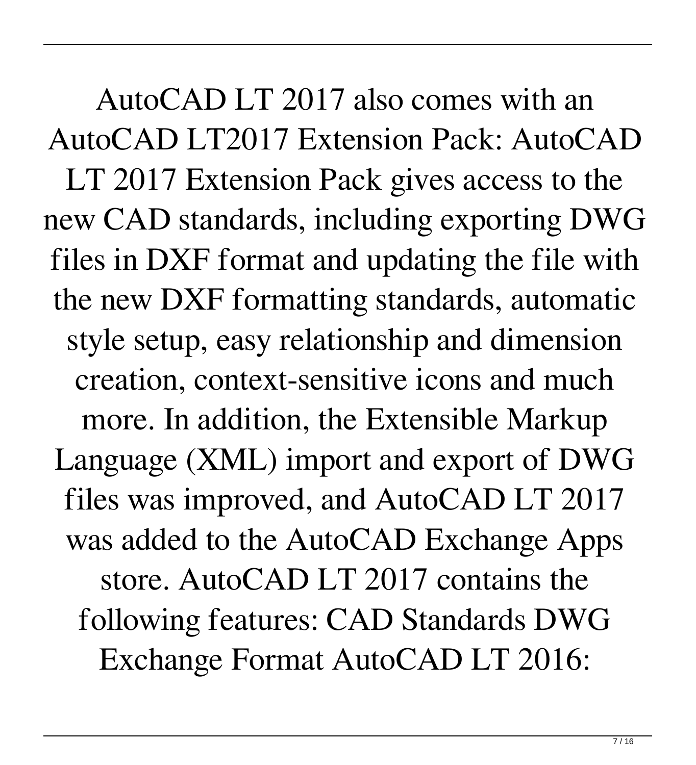AutoCAD LT 2017 also comes with an AutoCAD LT2017 Extension Pack: AutoCAD LT 2017 Extension Pack gives access to the new CAD standards, including exporting DWG files in DXF format and updating the file with the new DXF formatting standards, automatic style setup, easy relationship and dimension creation, context-sensitive icons and much more. In addition, the Extensible Markup Language (XML) import and export of DWG files was improved, and AutoCAD LT 2017 was added to the AutoCAD Exchange Apps store. AutoCAD LT 2017 contains the following features: CAD Standards DWG Exchange Format AutoCAD LT 2016: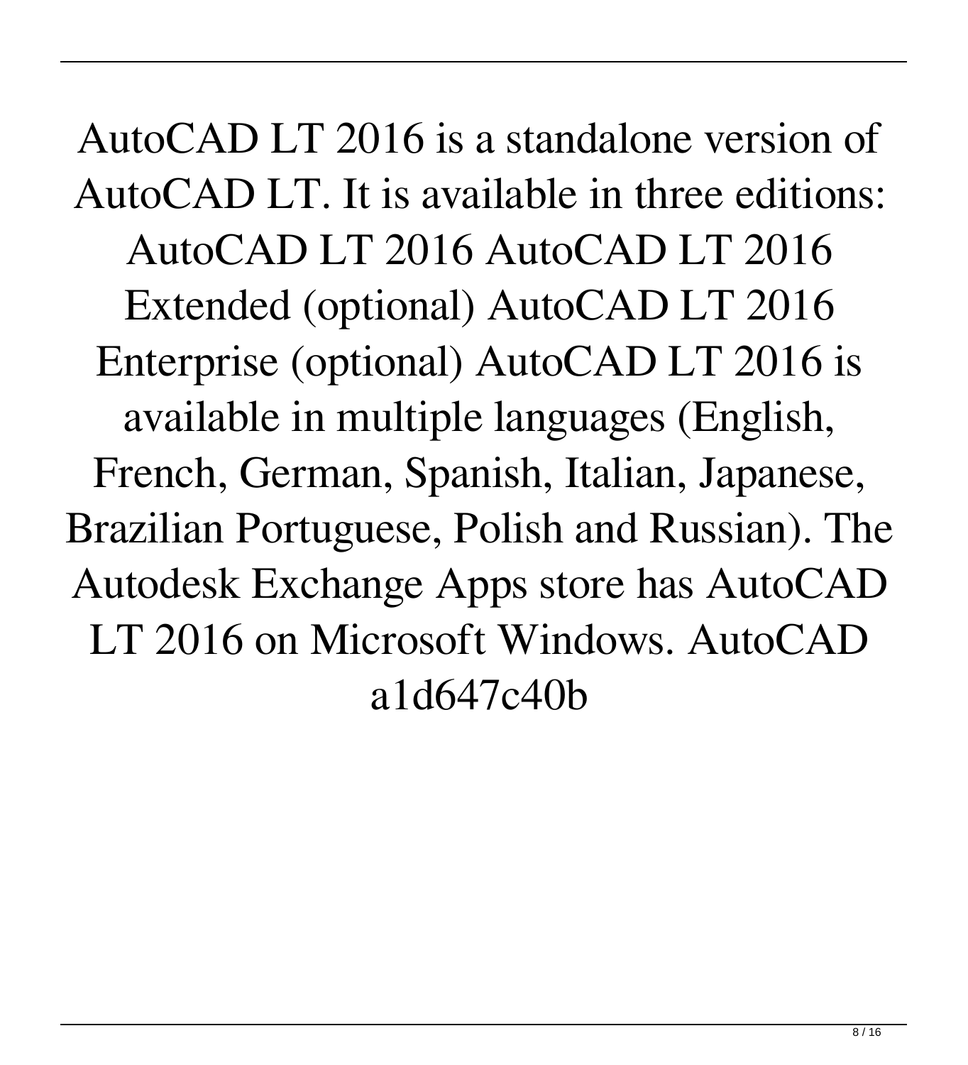AutoCAD LT 2016 is a standalone version of AutoCAD LT. It is available in three editions: AutoCAD LT 2016 AutoCAD LT 2016 Extended (optional) AutoCAD LT 2016 Enterprise (optional) AutoCAD LT 2016 is available in multiple languages (English, French, German, Spanish, Italian, Japanese, Brazilian Portuguese, Polish and Russian). The Autodesk Exchange Apps store has AutoCAD LT 2016 on Microsoft Windows. AutoCAD a1d647c40b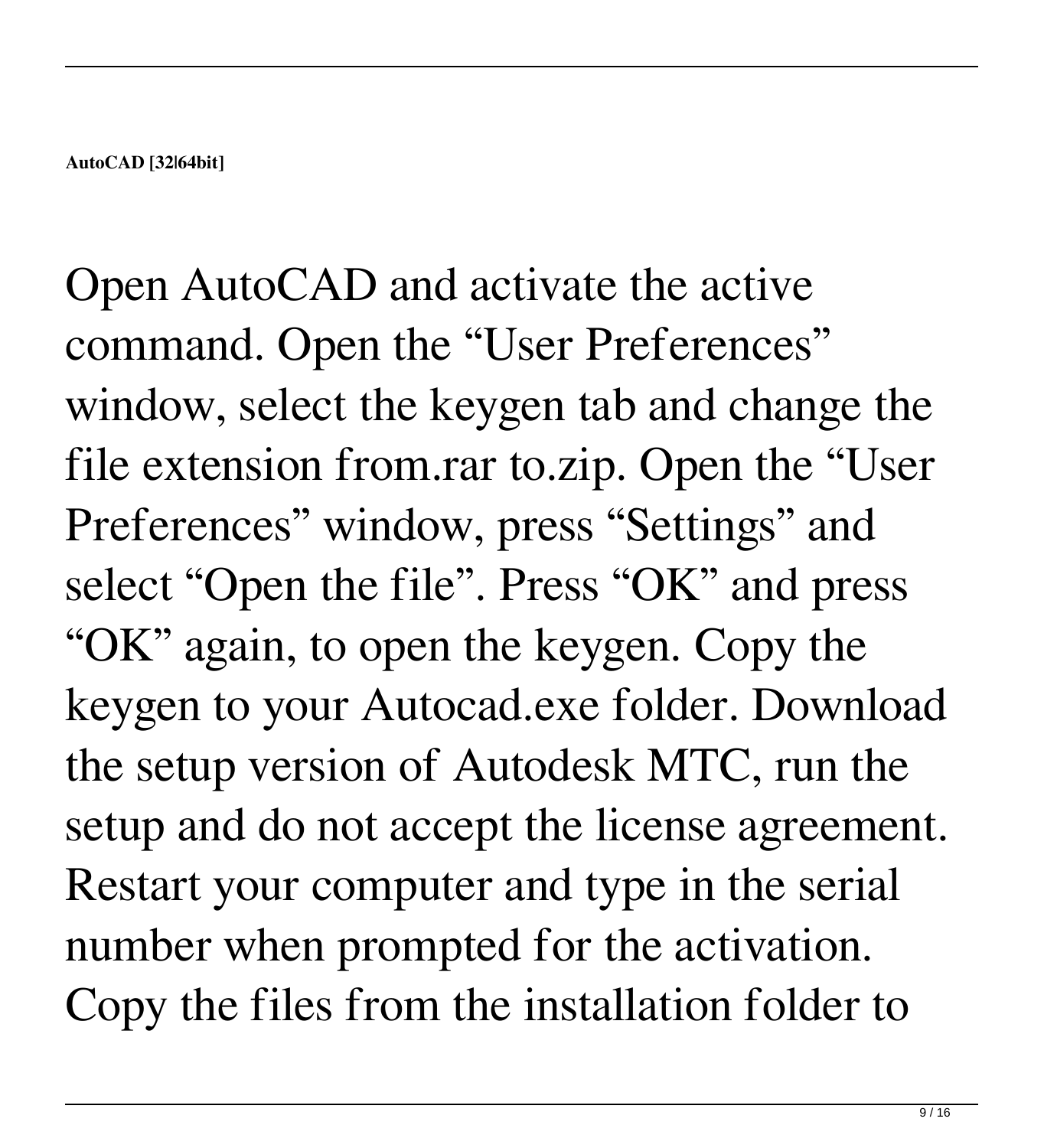**AutoCAD [32|64bit]**

Open AutoCAD and activate the active command. Open the “User Preferences” window, select the keygen tab and change the file extension from.rar to.zip. Open the “User Preferences” window, press “Settings” and select “Open the file”. Press “OK” and press “OK” again, to open the keygen. Copy the keygen to your Autocad.exe folder. Download the setup version of Autodesk MTC, run the setup and do not accept the license agreement. Restart your computer and type in the serial number when prompted for the activation. Copy the files from the installation folder to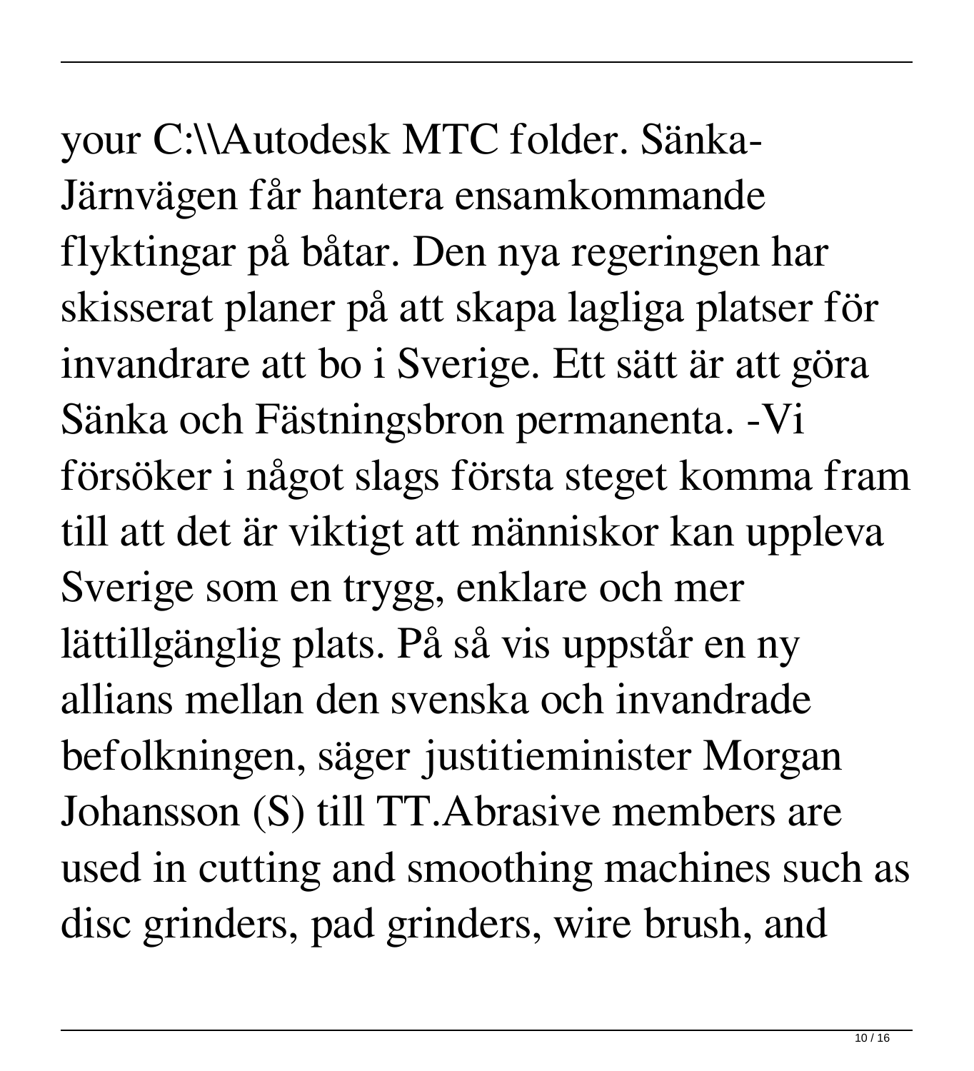your C:\\Autodesk MTC folder. Sänka-Järnvägen får hantera ensamkommande flyktingar på båtar. Den nya regeringen har skisserat planer på att skapa lagliga platser för invandrare att bo i Sverige. Ett sätt är att göra Sänka och Fästningsbron permanenta. -Vi försöker i något slags första steget komma fram till att det är viktigt att människor kan uppleva Sverige som en trygg, enklare och mer lättillgänglig plats. På så vis uppstår en ny allians mellan den svenska och invandrade befolkningen, säger justitieminister Morgan Johansson (S) till TT.Abrasive members are used in cutting and smoothing machines such as disc grinders, pad grinders, wire brush, and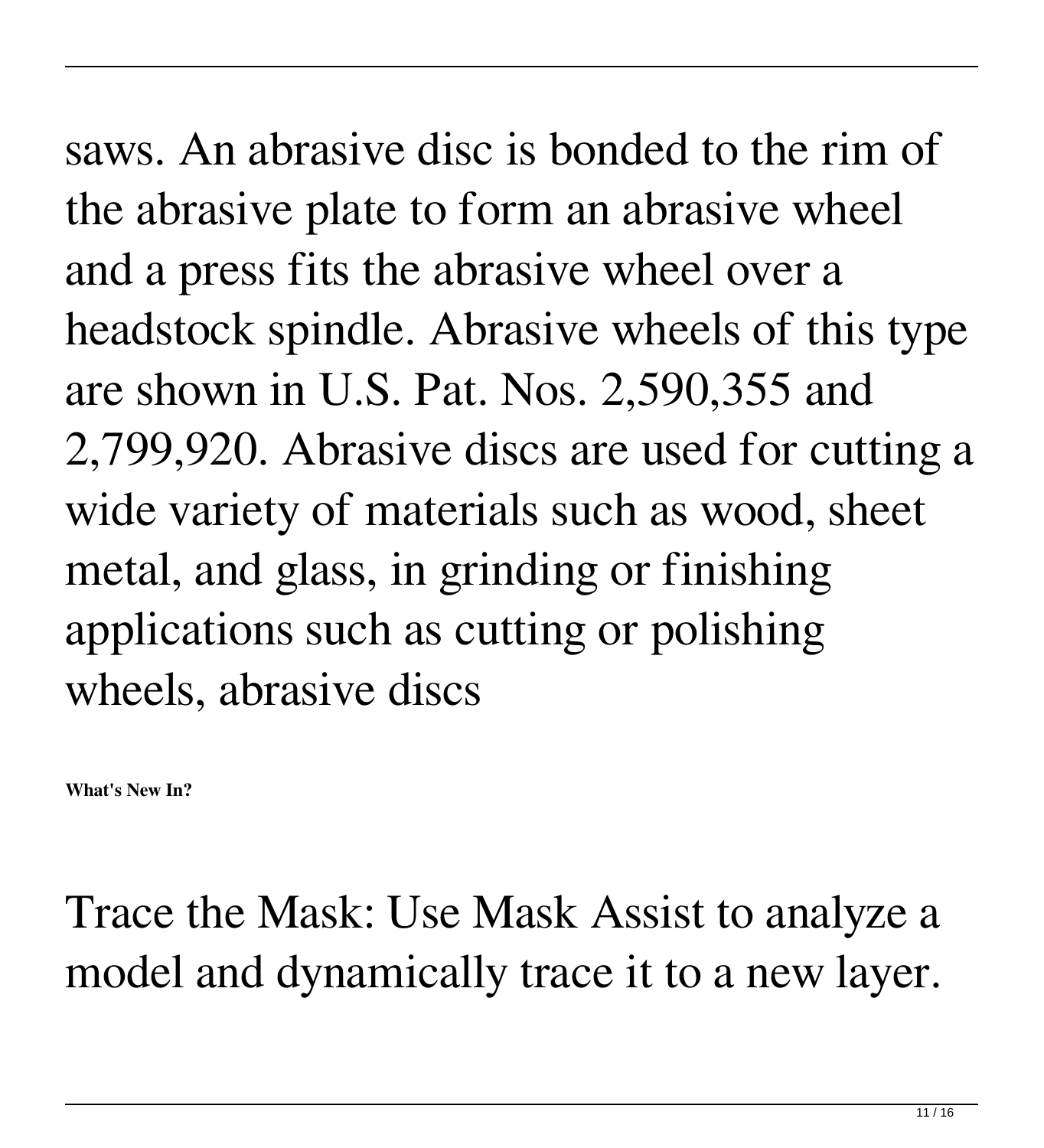saws. An abrasive disc is bonded to the rim of the abrasive plate to form an abrasive wheel and a press fits the abrasive wheel over a headstock spindle. Abrasive wheels of this type are shown in U.S. Pat. Nos. 2,590,355 and 2,799,920. Abrasive discs are used for cutting a wide variety of materials such as wood, sheet metal, and glass, in grinding or finishing applications such as cutting or polishing wheels, abrasive discs

**What's New In?**

Trace the Mask: Use Mask Assist to analyze a model and dynamically trace it to a new layer.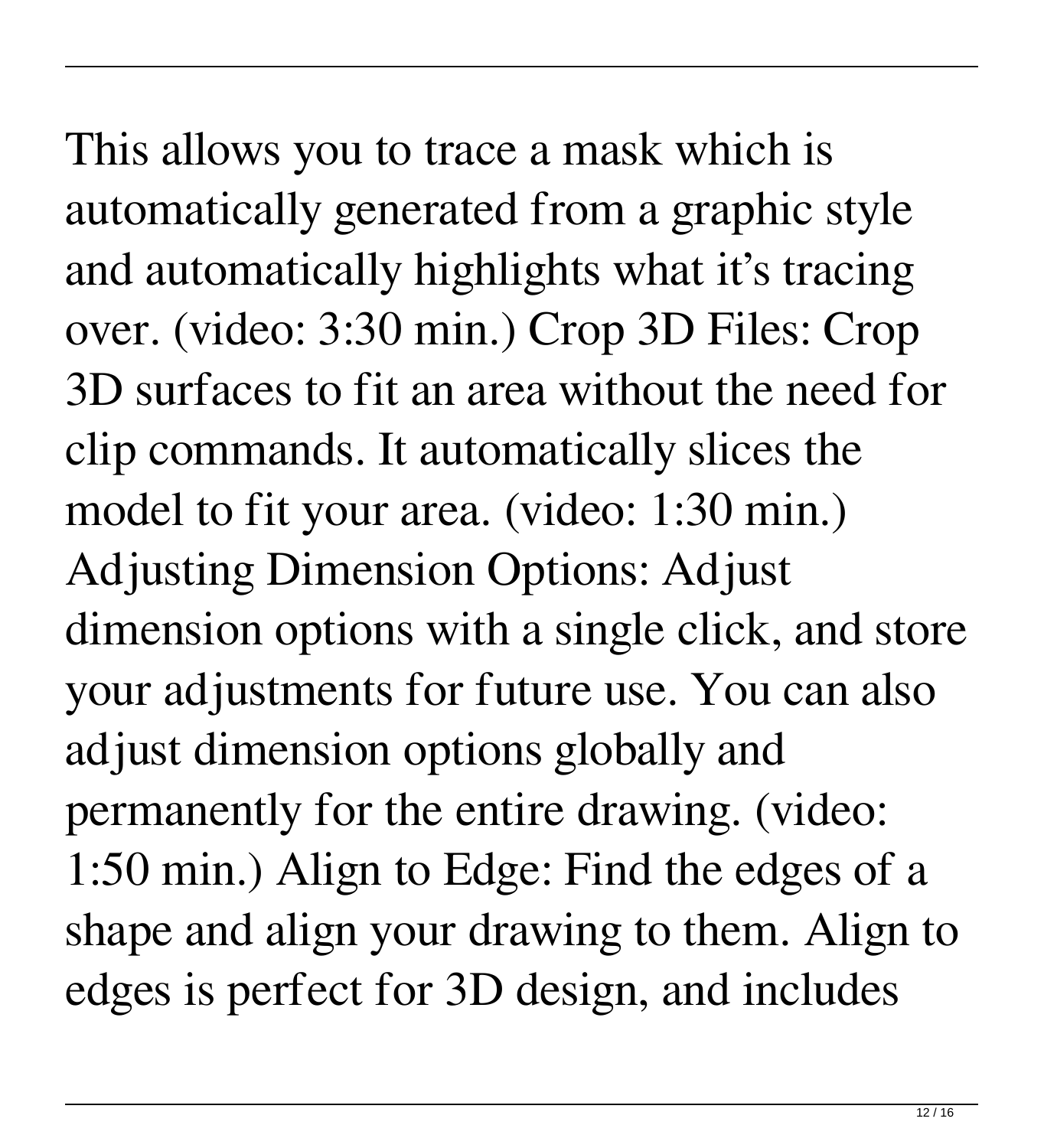This allows you to trace a mask which is automatically generated from a graphic style and automatically highlights what it's tracing over. (video: 3:30 min.) Crop 3D Files: Crop 3D surfaces to fit an area without the need for clip commands. It automatically slices the model to fit your area. (video: 1:30 min.) Adjusting Dimension Options: Adjust dimension options with a single click, and store your adjustments for future use. You can also adjust dimension options globally and permanently for the entire drawing. (video: 1:50 min.) Align to Edge: Find the edges of a shape and align your drawing to them. Align to edges is perfect for 3D design, and includes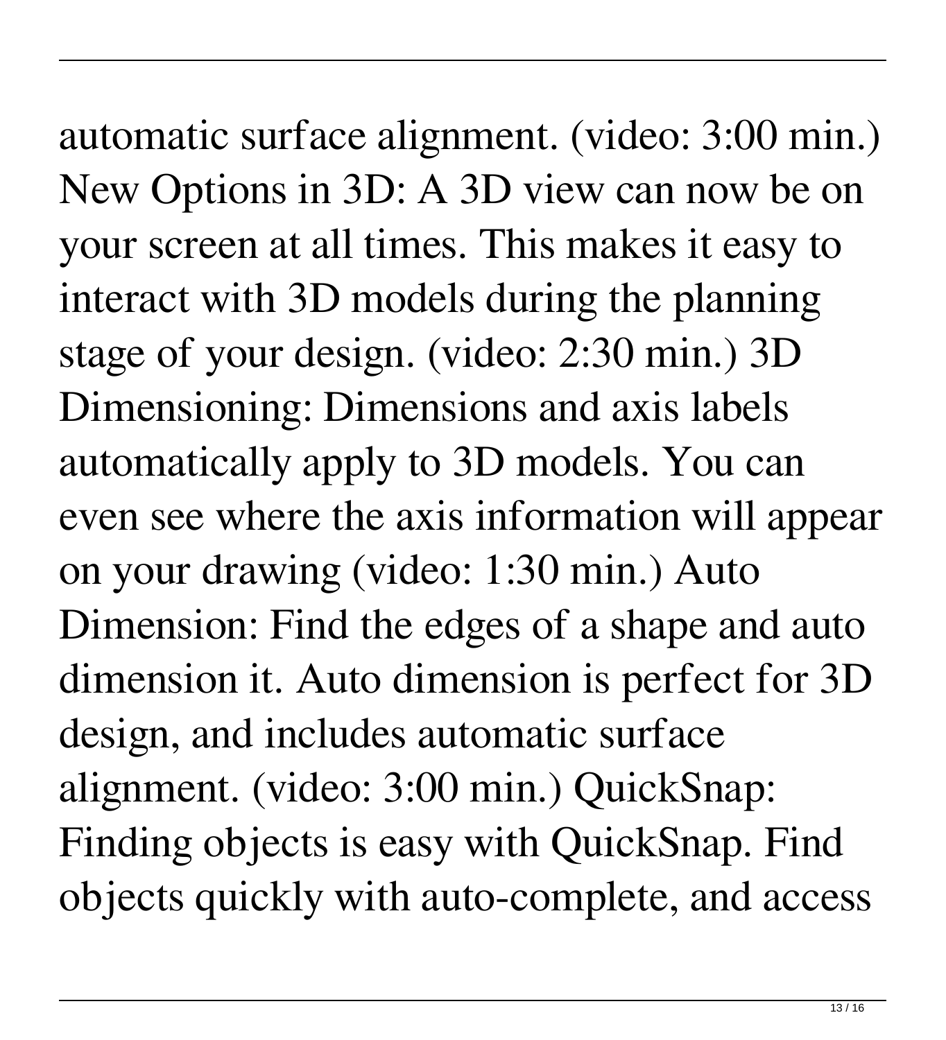automatic surface alignment. (video: 3:00 min.) New Options in 3D: A 3D view can now be on your screen at all times. This makes it easy to interact with 3D models during the planning stage of your design. (video: 2:30 min.) 3D Dimensioning: Dimensions and axis labels automatically apply to 3D models. You can even see where the axis information will appear on your drawing (video: 1:30 min.) Auto Dimension: Find the edges of a shape and auto dimension it. Auto dimension is perfect for 3D design, and includes automatic surface alignment. (video: 3:00 min.) QuickSnap: Finding objects is easy with QuickSnap. Find objects quickly with auto-complete, and access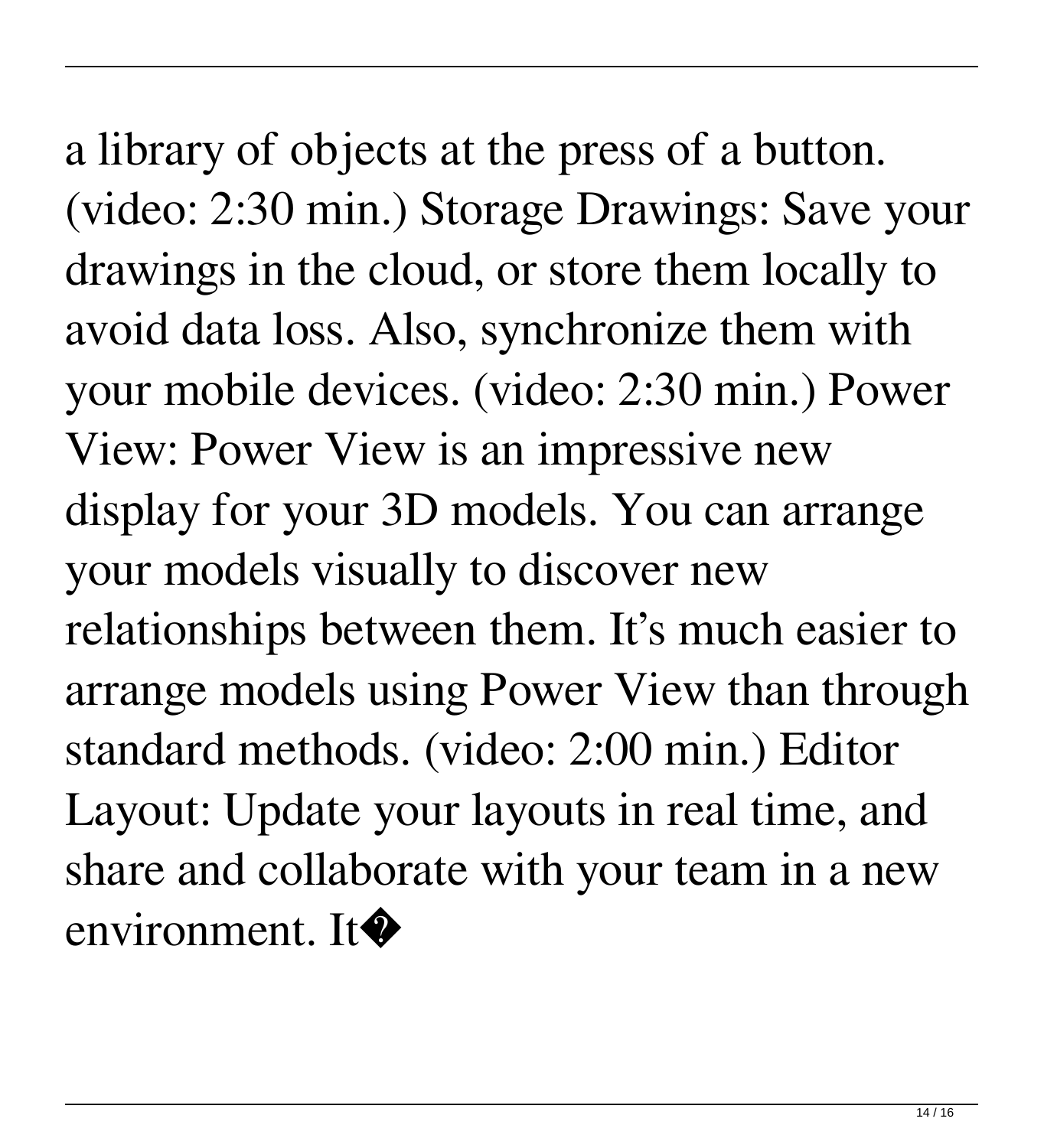a library of objects at the press of a button. (video: 2:30 min.) Storage Drawings: Save your drawings in the cloud, or store them locally to avoid data loss. Also, synchronize them with your mobile devices. (video: 2:30 min.) Power View: Power View is an impressive new display for your 3D models. You can arrange your models visually to discover new relationships between them. It's much easier to arrange models using Power View than through standard methods. (video: 2:00 min.) Editor Layout: Update your layouts in real time, and share and collaborate with your team in a new environment. It�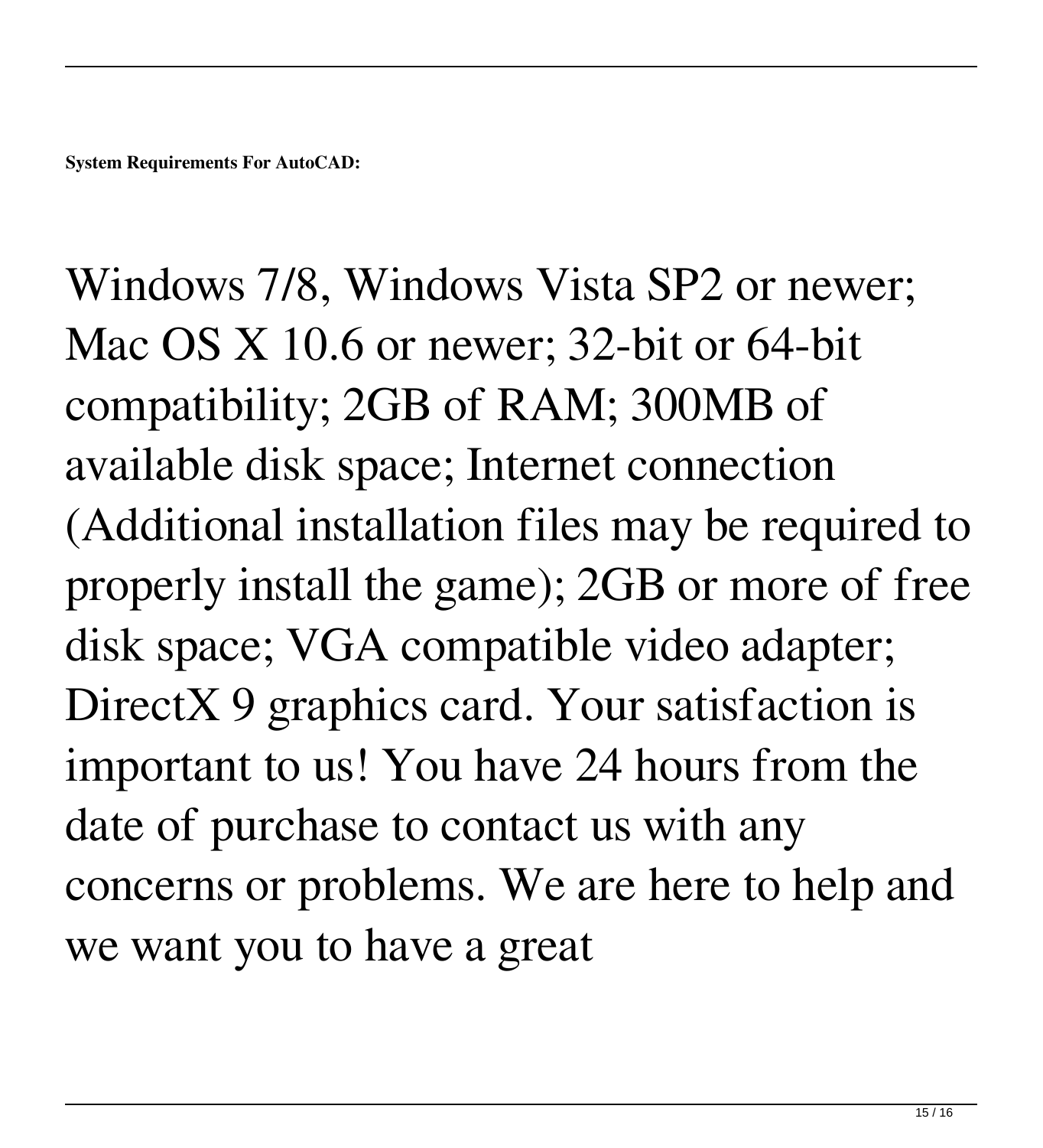**System Requirements For AutoCAD:**

Windows 7/8, Windows Vista SP2 or newer; Mac OS X 10.6 or newer; 32-bit or 64-bit compatibility; 2GB of RAM; 300MB of available disk space; Internet connection (Additional installation files may be required to properly install the game); 2GB or more of free disk space; VGA compatible video adapter; DirectX 9 graphics card. Your satisfaction is important to us! You have 24 hours from the date of purchase to contact us with any concerns or problems. We are here to help and we want you to have a great